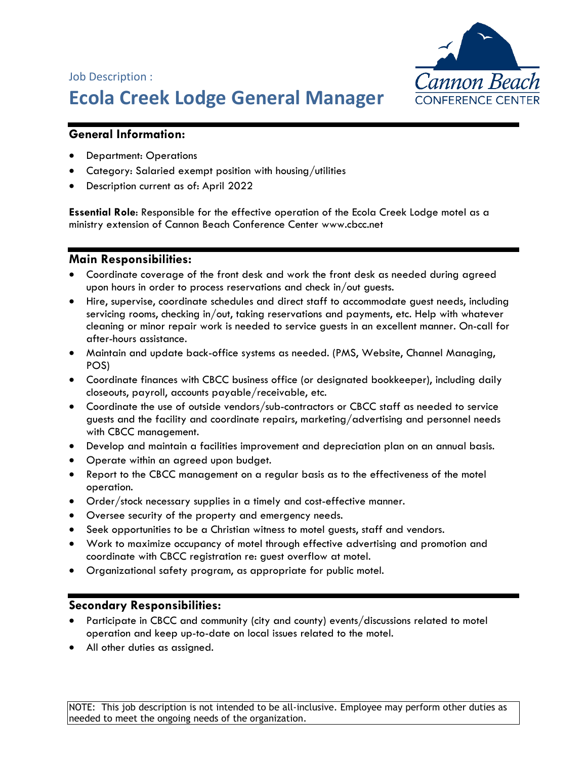Job Description :

# Ecola Creek Lodge General Manager

Cannon Beach CONFERENCE CENTER

## General Information:

- Department: Operations
- Category: Salaried exempt position with housing/utilities
- Description current as of: April 2022

**Essential Role**: Responsible for the effective operation of the Ecola Creek Lodge motel as a ministry extension of Cannon Beach Conference Center www.cbcc.net

## Main Responsibilities:

- Coordinate coverage of the front desk and work the front desk as needed during agreed upon hours in order to process reservations and check in/out guests.
- Hire, supervise, coordinate schedules and direct staff to accommodate guest needs, including servicing rooms, checking in/out, taking reservations and payments, etc. Help with whatever cleaning or minor repair work is needed to service guests in an excellent manner. On-call for after-hours assistance.
- Maintain and update back-office systems as needed. (PMS, Website, Channel Managing, POS)
- Coordinate finances with CBCC business office (or designated bookkeeper), including daily closeouts, payroll, accounts payable/receivable, etc.
- Coordinate the use of outside vendors/sub-contractors or CBCC staff as needed to service guests and the facility and coordinate repairs, marketing/advertising and personnel needs with CBCC management.
- Develop and maintain a facilities improvement and depreciation plan on an annual basis.
- Operate within an agreed upon budget.
- Report to the CBCC management on a regular basis as to the effectiveness of the motel operation.
- Order/stock necessary supplies in a timely and cost-effective manner.
- Oversee security of the property and emergency needs.
- Seek opportunities to be a Christian witness to motel guests, staff and vendors.
- Work to maximize occupancy of motel through effective advertising and promotion and coordinate with CBCC registration re: guest overflow at motel.
- Organizational safety program, as appropriate for public motel.

## Secondary Responsibilities:

- Participate in CBCC and community (city and county) events/discussions related to motel operation and keep up-to-date on local issues related to the motel.
- All other duties as assigned.

NOTE: This job description is not intended to be all-inclusive. Employee may perform other duties as needed to meet the ongoing needs of the organization.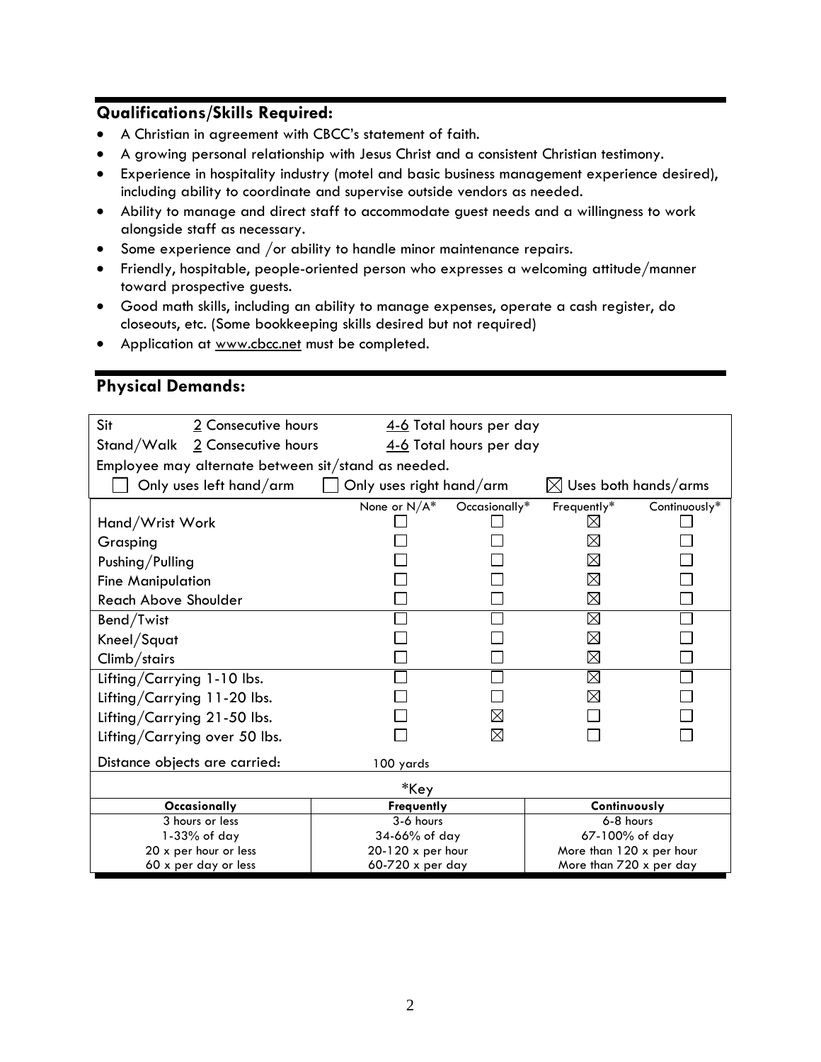## Qualifications/Skills Required:

- A Christian in agreement with CBCC's statement of faith.
- A growing personal relationship with Jesus Christ and a consistent Christian testimony.
- Experience in hospitality industry (motel and basic business management experience desired), including ability to coordinate and supervise outside vendors as needed.
- Ability to manage and direct staff to accommodate guest needs and a willingness to work alongside staff as necessary.
- Some experience and /or ability to handle minor maintenance repairs.
- Friendly, hospitable, people-oriented person who expresses a welcoming attitude/manner toward prospective guests.
- Good math skills, including an ability to manage expenses, operate a cash register, do closeouts, etc. (Some bookkeeping skills desired but not required)
- Application at www.cbcc.net must be completed.

## Physical Demands:

Sit: 2 Consecutive hours — 4-6 Total hours per day

Stand/Walk: 2 Consecutive hours — 4-6 Total hours per day

Employee may alternate between sit/stand as needed.

☐ Only uses left hand/arm ☐ Only uses right hand/arm ☒ Uses both hands/arms

| | None or N/A* | Occasionally* | Frequently* | Continuously* |
|---|---|---|---|---|
| Hand/Wrist Work | ☐ | ☐ | ☒ | ☐ |
| Grasping | ☐ | ☐ | ☒ | ☐ |
| Pushing/Pulling | ☐ | ☐ | ☒ | ☐ |
| Fine Manipulation | ☐ | ☐ | ☒ | ☐ |
| Reach Above Shoulder | ☐ | ☐ | ☒ | ☐ |
| Bend/Twist | ☐ | ☐ | ☒ | ☐ |
| Kneel/Squat | ☐ | ☐ | ☒ | ☐ |
| Climb/stairs | ☐ | ☐ | ☒ | ☐ |
| Lifting/Carrying 1-10 lbs. | ☐ | ☐ | ☒ | ☐ |
| Lifting/Carrying 11-20 lbs. | ☐ | ☐ | ☒ | ☐ |
| Lifting/Carrying 21-50 lbs. | ☐ | ☒ | ☐ | ☐ |
| Lifting/Carrying over 50 lbs. | ☐ | ☒ | ☐ | ☐ |
| Distance objects are carried: | 100 yards | | | |

*Key

| Occasionally | Frequently | Continuously |
|---|---|---|
| 3 hours or less | 3-6 hours | 6-8 hours |
| 1-33% of day | 34-66% of day | 67-100% of day |
| 20 x per hour or less | 20-120 x per hour | More than 120 x per hour |
| 60 x per day or less | 60-720 x per day | More than 720 x per day |